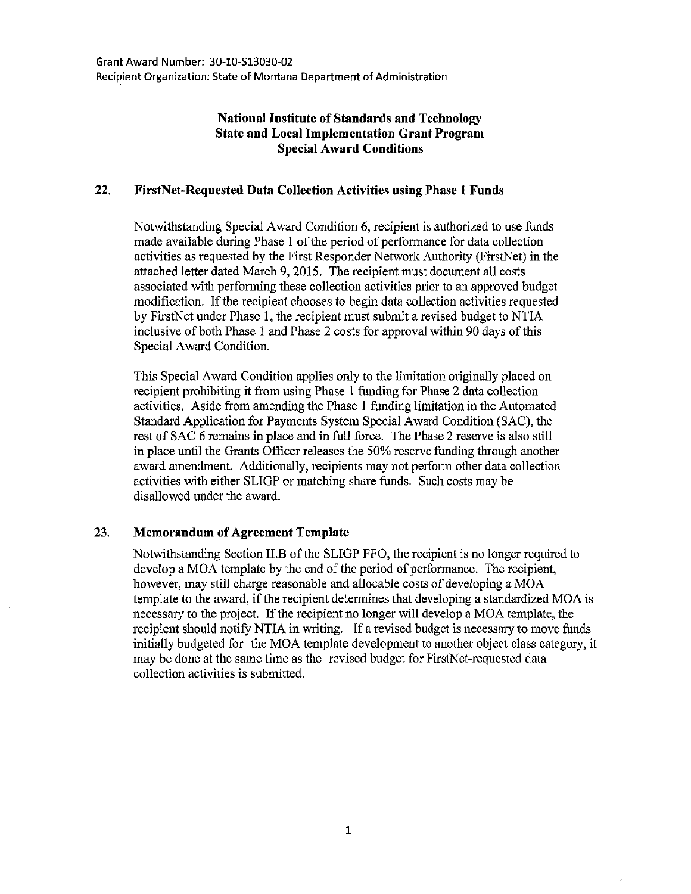Grant Award Number: 30-10-S13030-02
Recipient Organization: State of Montana Department of Administration

# National Institute of Standards and Technology
# State and Local Implementation Grant Program
# Special Award Conditions

## 22. FirstNet-Requested Data Collection Activities using Phase 1 Funds

Notwithstanding Special Award Condition 6, recipient is authorized to use funds made available during Phase 1 of the period of performance for data collection activities as requested by the First Responder Network Authority (FirstNet) in the attached letter dated March 9, 2015. The recipient must document all costs associated with performing these collection activities prior to an approved budget modification. If the recipient chooses to begin data collection activities requested by FirstNet under Phase 1, the recipient must submit a revised budget to NTIA inclusive of both Phase 1 and Phase 2 costs for approval within 90 days of this Special Award Condition.

This Special Award Condition applies only to the limitation originally placed on recipient prohibiting it from using Phase 1 funding for Phase 2 data collection activities. Aside from amending the Phase 1 funding limitation in the Automated Standard Application for Payments System Special Award Condition (SAC), the rest of SAC 6 remains in place and in full force. The Phase 2 reserve is also still in place until the Grants Officer releases the 50% reserve funding through another award amendment. Additionally, recipients may not perform other data collection activities with either SLIGP or matching share funds. Such costs may be disallowed under the award.

## 23. Memorandum of Agreement Template

Notwithstanding Section II.B of the SLIGP FFO, the recipient is no longer required to develop a MOA template by the end of the period of performance. The recipient, however, may still charge reasonable and allocable costs of developing a MOA template to the award, if the recipient determines that developing a standardized MOA is necessary to the project. If the recipient no longer will develop a MOA template, the recipient should notify NTIA in writing. If a revised budget is necessary to move funds initially budgeted for the MOA template development to another object class category, it may be done at the same time as the revised budget for FirstNet-requested data collection activities is submitted.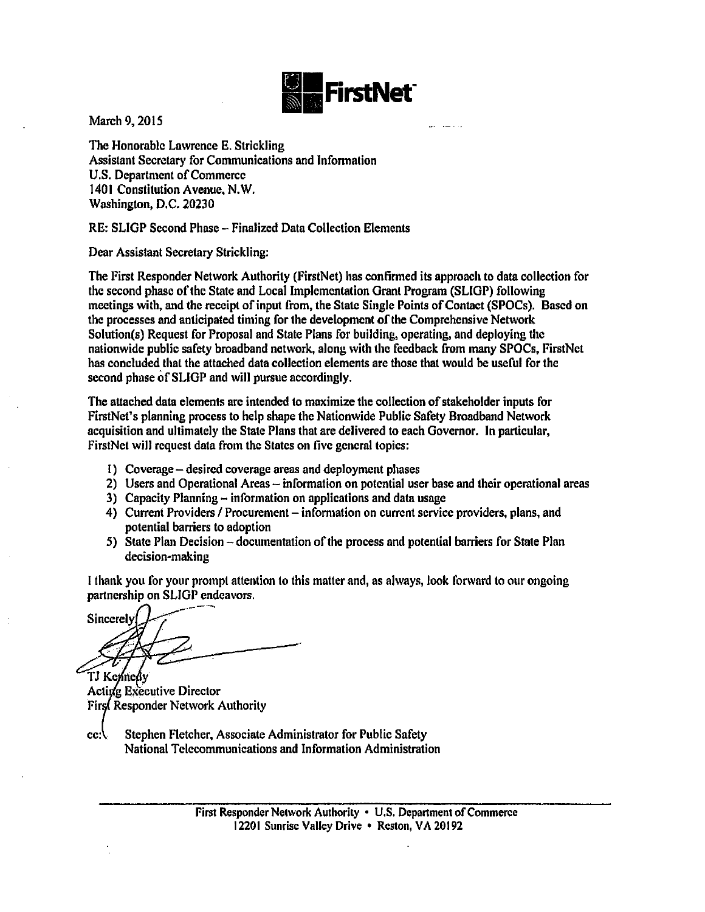March 9, 2015

The Honorable Lawrence E. Strickling
Assistant Secretary for Communications and Information
U.S. Department of Commerce
1401 Constitution Avenue, N.W.
Washington, D.C. 20230

RE: SLIGP Second Phase – Finalized Data Collection Elements

Dear Assistant Secretary Strickling:

The First Responder Network Authority (FirstNet) has confirmed its approach to data collection for the second phase of the State and Local Implementation Grant Program (SLIGP) following meetings with, and the receipt of input from, the State Single Points of Contact (SPOCs). Based on the processes and anticipated timing for the development of the Comprehensive Network Solution(s) Request for Proposal and State Plans for building, operating, and deploying the nationwide public safety broadband network, along with the feedback from many SPOCs, FirstNet has concluded that the attached data collection elements are those that would be useful for the second phase of SLIGP and will pursue accordingly.

The attached data elements are intended to maximize the collection of stakeholder inputs for FirstNet's planning process to help shape the Nationwide Public Safety Broadband Network acquisition and ultimately the State Plans that are delivered to each Governor. In particular, FirstNet will request data from the States on five general topics:

1) Coverage – desired coverage areas and deployment phases
2) Users and Operational Areas – information on potential user base and their operational areas
3) Capacity Planning – information on applications and data usage
4) Current Providers / Procurement – information on current service providers, plans, and potential barriers to adoption
5) State Plan Decision – documentation of the process and potential barriers for State Plan decision-making

I thank you for your prompt attention to this matter and, as always, look forward to our ongoing partnership on SLIGP endeavors.

Sincerely,

TJ Kennedy
Acting Executive Director
First Responder Network Authority

cc: Stephen Fletcher, Associate Administrator for Public Safety
National Telecommunications and Information Administration

First Responder Network Authority • U.S. Department of Commerce
12201 Sunrise Valley Drive • Reston, VA 20192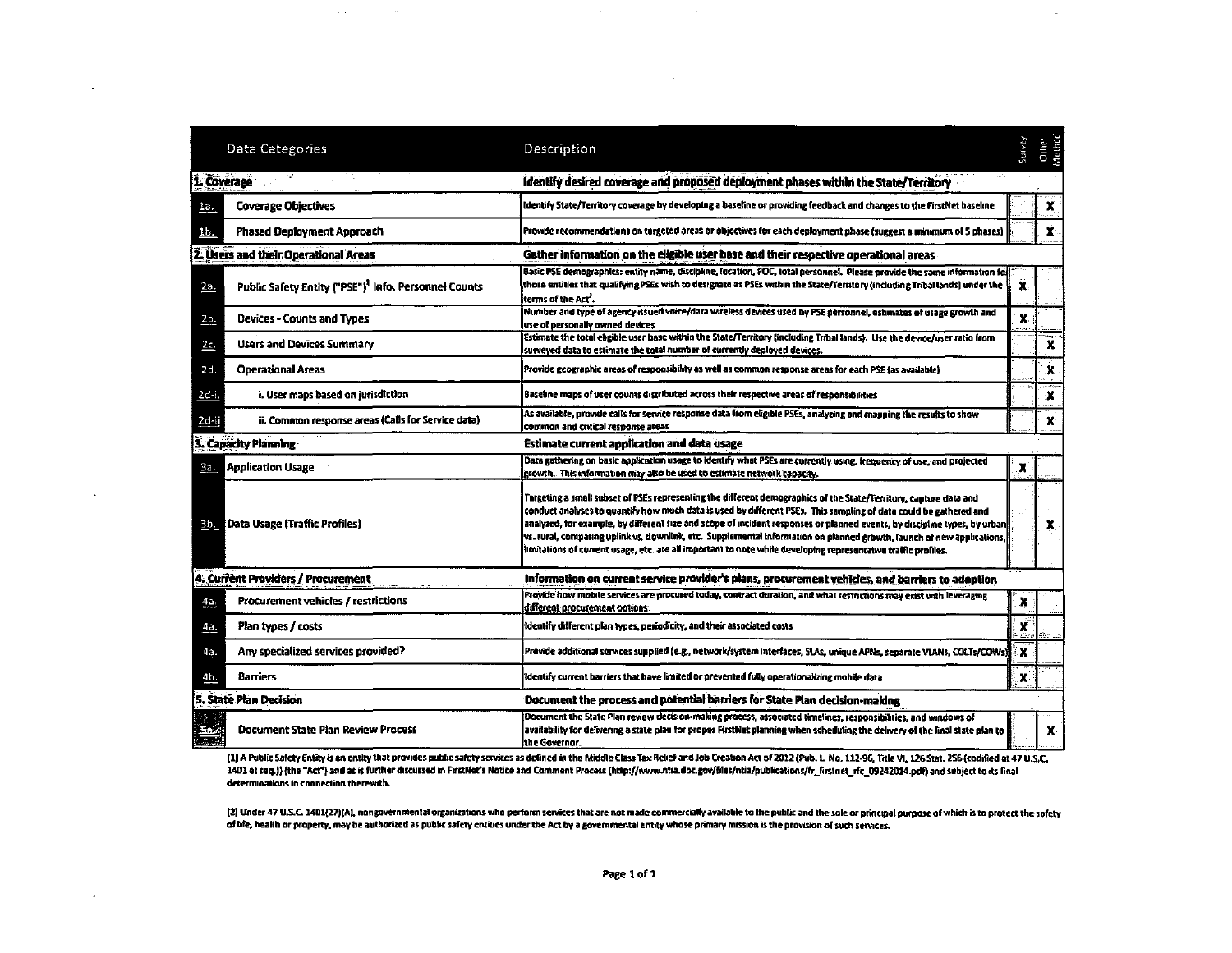| | Data Categories | Description | Survey | Other Method |
|---|---|---|---|---|
| **1. Coverage** | | **Identify desired coverage and proposed deployment phases within the State/Territory** | | |
| 1a. | Coverage Objectives | Identify State/Territory coverage by developing a baseline or providing feedback and changes to the FirstNet baseline | | X |
| 1b. | Phased Deployment Approach | Provide recommendations on targeted areas or objectives for each deployment phase (suggest a minimum of 5 phases) | | X |
| **2. Users and their Operational Areas** | | **Gather information on the eligible user base and their respective operational areas** | | |
| 2a. | Public Safety Entity ("PSE")[1] Info, Personnel Counts | Basic PSE demographics: entity name, discipline, location, POC, total personnel. Please provide the same information for those entities that qualifying PSEs wish to designate as PSEs within the State/Territory (including Tribal lands) under the terms of the Act[2]. | X | |
| 2b. | Devices - Counts and Types | Number and type of agency issued voice/data wireless devices used by PSE personnel, estimates of usage growth and use of personally owned devices | X | |
| 2c. | Users and Devices Summary | Estimate the total eligible user base within the State/Territory (including Tribal lands). Use the device/user ratio from surveyed data to estimate the total number of currently deployed devices. | | X |
| 2d. | Operational Areas | Provide geographic areas of responsibility as well as common response areas for each PSE (as available) | | X |
| 2d-i. | i. User maps based on jurisdiction | Baseline maps of user counts distributed across their respective areas of responsibilities | | X |
| 2d-ii | ii. Common response areas (Calls for Service data) | As available, provide calls for service response data from eligible PSEs, analyzing and mapping the results to show common and critical response areas | | X |
| **3. Capacity Planning** | | **Estimate current application and data usage** | | |
| 3a. | Application Usage | Data gathering on basic application usage to identify what PSEs are currently using, frequency of use, and projected growth. This information may also be used to estimate network capacity. | X | |
| 3b. | Data Usage (Traffic Profiles) | Targeting a small subset of PSEs representing the different demographics of the State/Territory, capture data and conduct analyses to quantify how much data is used by different PSEs. This sampling of data could be gathered and analyzed, for example, by different size and scope of incident responses or planned events, by discipline types, by urban vs. rural, comparing uplink vs. downlink, etc. Supplemental information on planned growth, launch of new applications, limitations of current usage, etc. are all important to note while developing representative traffic profiles. | | X |
| **4. Current Providers / Procurement** | | **Information on current service provider's plans, procurement vehicles, and barriers to adoption** | | |
| 4a. | Procurement vehicles / restrictions | Provide how mobile services are procured today, contract duration, and what restrictions may exist with leveraging different procurement options | X | |
| 4a. | Plan types / costs | Identify different plan types, periodicity, and their associated costs | X | |
| 4a. | Any specialized services provided? | Provide additional services supplied (e.g., network/system interfaces, SLAs, unique APNs, separate VLANs, COLTs/COWs) | X | |
| 4b. | Barriers | Identify current barriers that have limited or prevented fully operationalizing mobile data | X | |
| **5. State Plan Decision** | | **Document the process and potential barriers for State Plan decision-making** | | |
| 5a. | Document State Plan Review Process | Document the State Plan review decision-making process, associated timelines, responsibilities, and windows of availability for delivering a state plan for proper FirstNet planning when scheduling the delivery of the final state plan to the Governor. | | X |

[1] A Public Safety Entity is an entity that provides public safety services as defined in the Middle Class Tax Relief and Job Creation Act of 2012 (Pub. L. No. 112-96, Title VI, 126 Stat. 256 (codified at 47 U.S.C. 1401 et seq.)) (the "Act") and as is further discussed in FirstNet's Notice and Comment Process (http://www.ntia.doc.gov/files/ntia/publications/fr_firstnet_rfc_09242014.pdf) and subject to its final determinations in connection therewith.

[2] Under 47 U.S.C. 1401(27)(A), nongovernmental organizations who perform services that are not made commercially available to the public and the sole or principal purpose of which is to protect the safety of life, health or property, may be authorized as public safety entities under the Act by a governmental entity whose primary mission is the provision of such services.